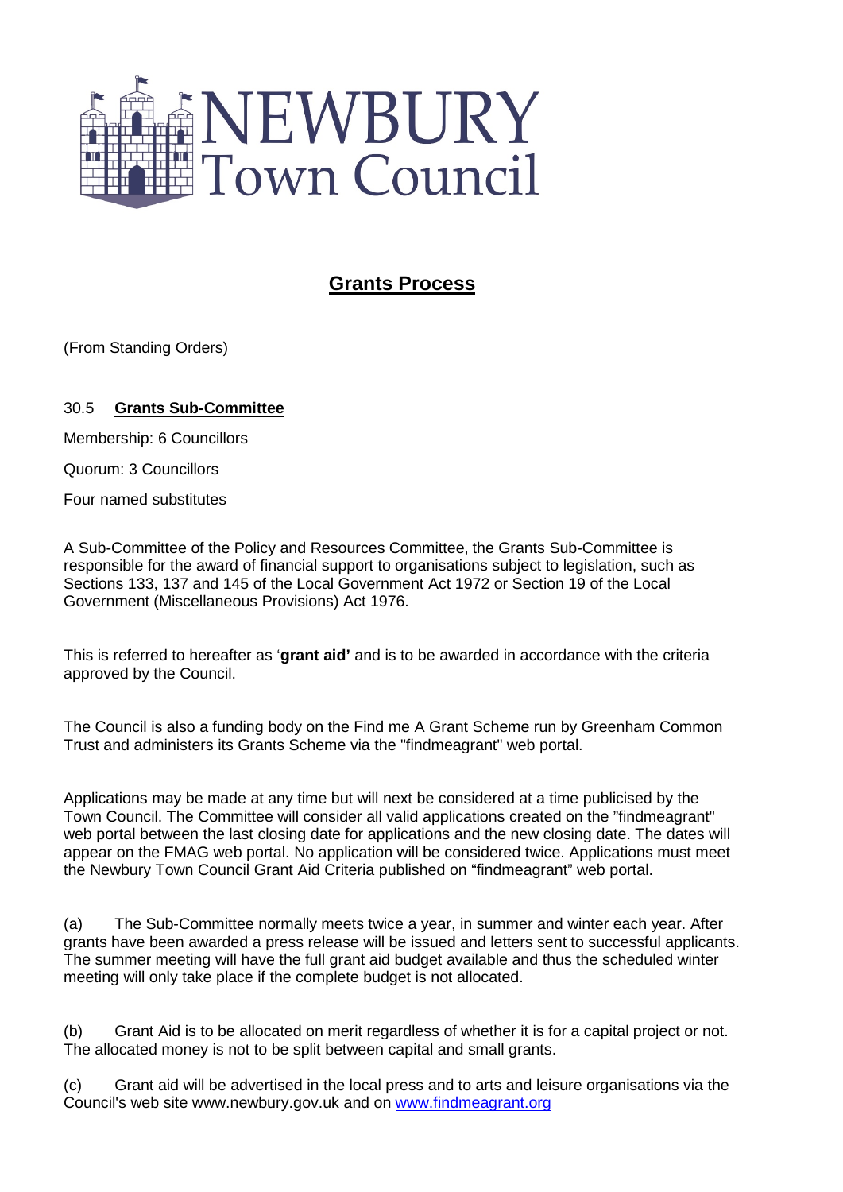# NEWBURY Town Council

## Grants Process

(From Standing Orders)

### 30.5 Grants Sub-Committee

Membership: 6 Councillors

Quorum: 3 Councillors

Four named substitutes

A Sub-Committee of the Policy and Resources Committee, the Grants Sub-Committee is responsible for the award of financial support to organisations subject to legislation, such as Sections 133, 137 and 145 of the Local Government Act 1972 or Section 19 of the Local Government (Miscellaneous Provisions) Act 1976.

This is referred to hereafter as '**grant aid'** and is to be awarded in accordance with the criteria approved by the Council.

The Council is also a funding body on the Find me A Grant Scheme run by Greenham Common Trust and administers its Grants Scheme via the "findmeagrant" web portal.

Applications may be made at any time but will next be considered at a time publicised by the Town Council. The Committee will consider all valid applications created on the "findmeagrant" web portal between the last closing date for applications and the new closing date. The dates will appear on the FMAG web portal. No application will be considered twice. Applications must meet the Newbury Town Council Grant Aid Criteria published on "findmeagrant" web portal.

(a) The Sub-Committee normally meets twice a year, in summer and winter each year. After grants have been awarded a press release will be issued and letters sent to successful applicants. The summer meeting will have the full grant aid budget available and thus the scheduled winter meeting will only take place if the complete budget is not allocated.

(b) Grant Aid is to be allocated on merit regardless of whether it is for a capital project or not. The allocated money is not to be split between capital and small grants.

(c) Grant aid will be advertised in the local press and to arts and leisure organisations via the Council's web site www.newbury.gov.uk and on [www.findmeagrant.org](www.findmeagrant.org)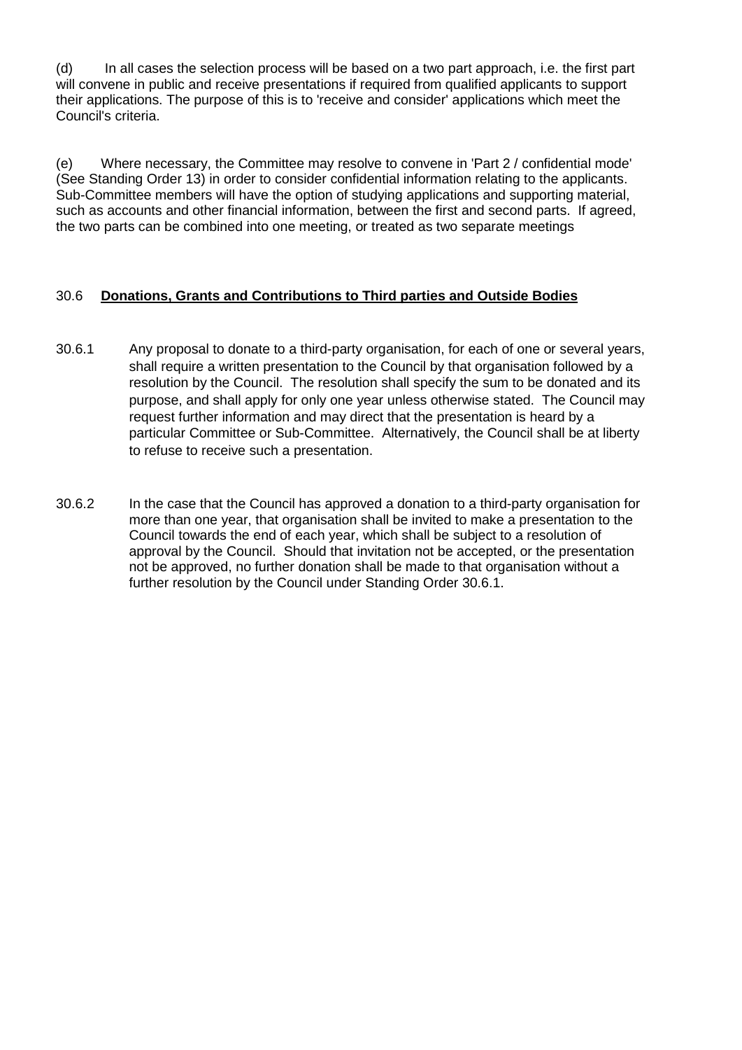(d) In all cases the selection process will be based on a two part approach, i.e. the first part will convene in public and receive presentations if required from qualified applicants to support their applications. The purpose of this is to 'receive and consider' applications which meet the Council's criteria.

(e) Where necessary, the Committee may resolve to convene in 'Part 2 / confidential mode' (See Standing Order 13) in order to consider confidential information relating to the applicants. Sub-Committee members will have the option of studying applications and supporting material, such as accounts and other financial information, between the first and second parts. If agreed, the two parts can be combined into one meeting, or treated as two separate meetings

### 30.6 **Donations, Grants and Contributions to Third parties and Outside Bodies**

30.6.1 Any proposal to donate to a third-party organisation, for each of one or several years, shall require a written presentation to the Council by that organisation followed by a resolution by the Council. The resolution shall specify the sum to be donated and its purpose, and shall apply for only one year unless otherwise stated. The Council may request further information and may direct that the presentation is heard by a particular Committee or Sub-Committee. Alternatively, the Council shall be at liberty to refuse to receive such a presentation.

30.6.2 In the case that the Council has approved a donation to a third-party organisation for more than one year, that organisation shall be invited to make a presentation to the Council towards the end of each year, which shall be subject to a resolution of approval by the Council. Should that invitation not be accepted, or the presentation not be approved, no further donation shall be made to that organisation without a further resolution by the Council under Standing Order 30.6.1.